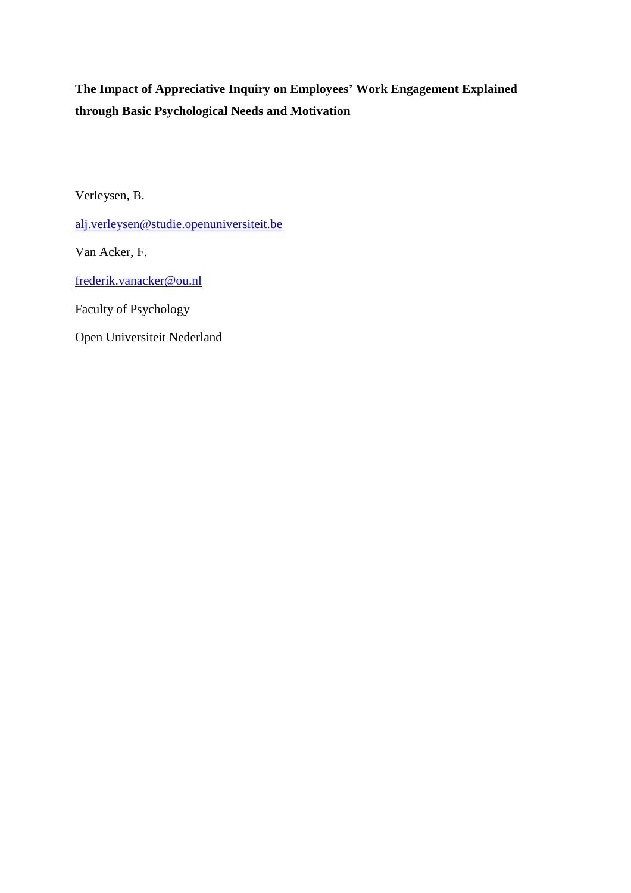# The Impact of Appreciative Inquiry on Employees' Work Engagement Explained through Basic Psychological Needs and Motivation

Verleysen, B.

alj.verleysen@studie.openuniversiteit.be

Van Acker, F.

frederik.vanacker@ou.nl

Faculty of Psychology

Open Universiteit Nederland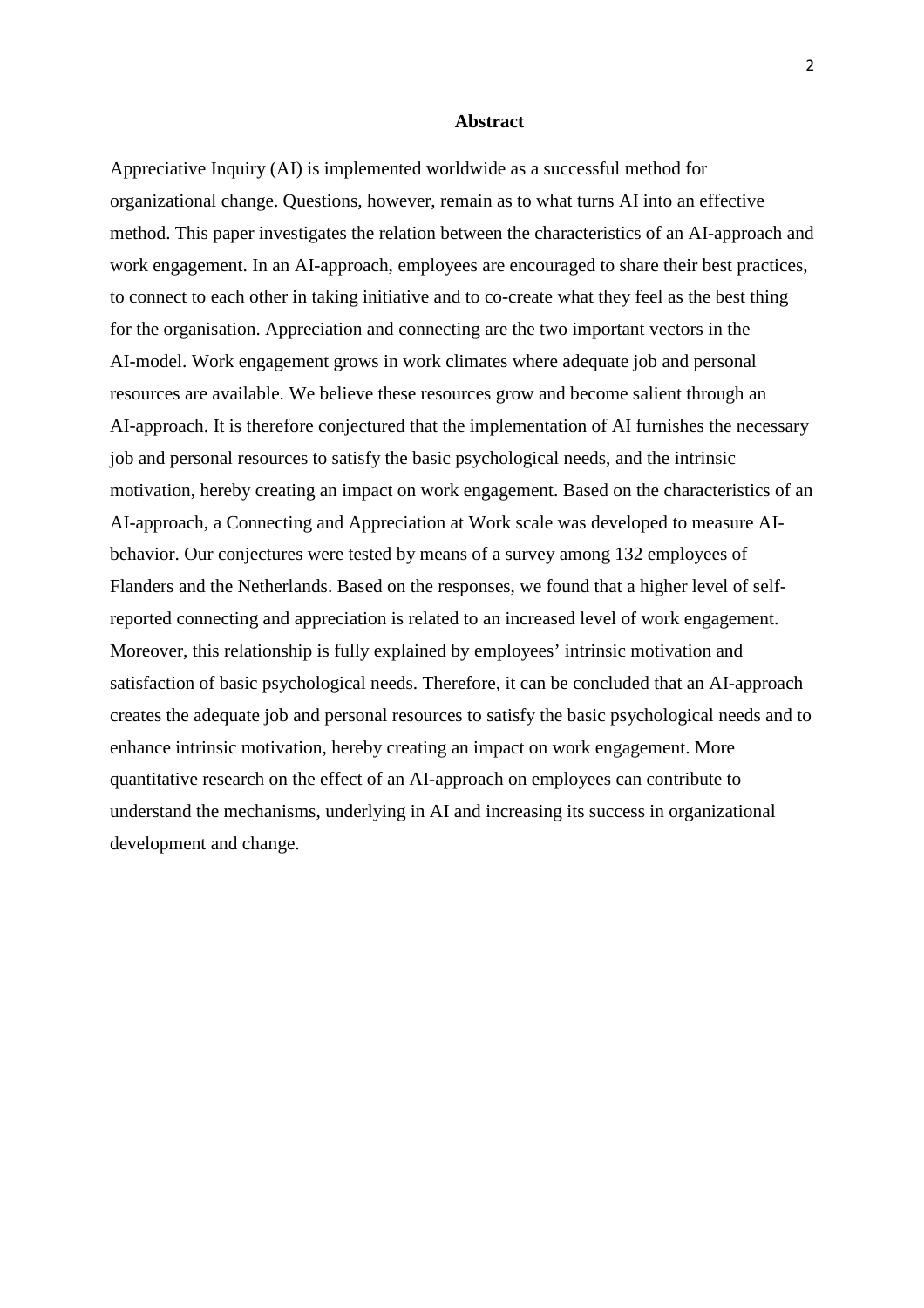## Abstract

Appreciative Inquiry (AI) is implemented worldwide as a successful method for organizational change. Questions, however, remain as to what turns AI into an effective method. This paper investigates the relation between the characteristics of an AI-approach and work engagement. In an AI-approach, employees are encouraged to share their best practices, to connect to each other in taking initiative and to co-create what they feel as the best thing for the organisation. Appreciation and connecting are the two important vectors in the AI-model. Work engagement grows in work climates where adequate job and personal resources are available. We believe these resources grow and become salient through an AI-approach. It is therefore conjectured that the implementation of AI furnishes the necessary job and personal resources to satisfy the basic psychological needs, and the intrinsic motivation, hereby creating an impact on work engagement. Based on the characteristics of an AI-approach, a Connecting and Appreciation at Work scale was developed to measure AI-behavior. Our conjectures were tested by means of a survey among 132 employees of Flanders and the Netherlands. Based on the responses, we found that a higher level of self-reported connecting and appreciation is related to an increased level of work engagement. Moreover, this relationship is fully explained by employees' intrinsic motivation and satisfaction of basic psychological needs. Therefore, it can be concluded that an AI-approach creates the adequate job and personal resources to satisfy the basic psychological needs and to enhance intrinsic motivation, hereby creating an impact on work engagement. More quantitative research on the effect of an AI-approach on employees can contribute to understand the mechanisms, underlying in AI and increasing its success in organizational development and change.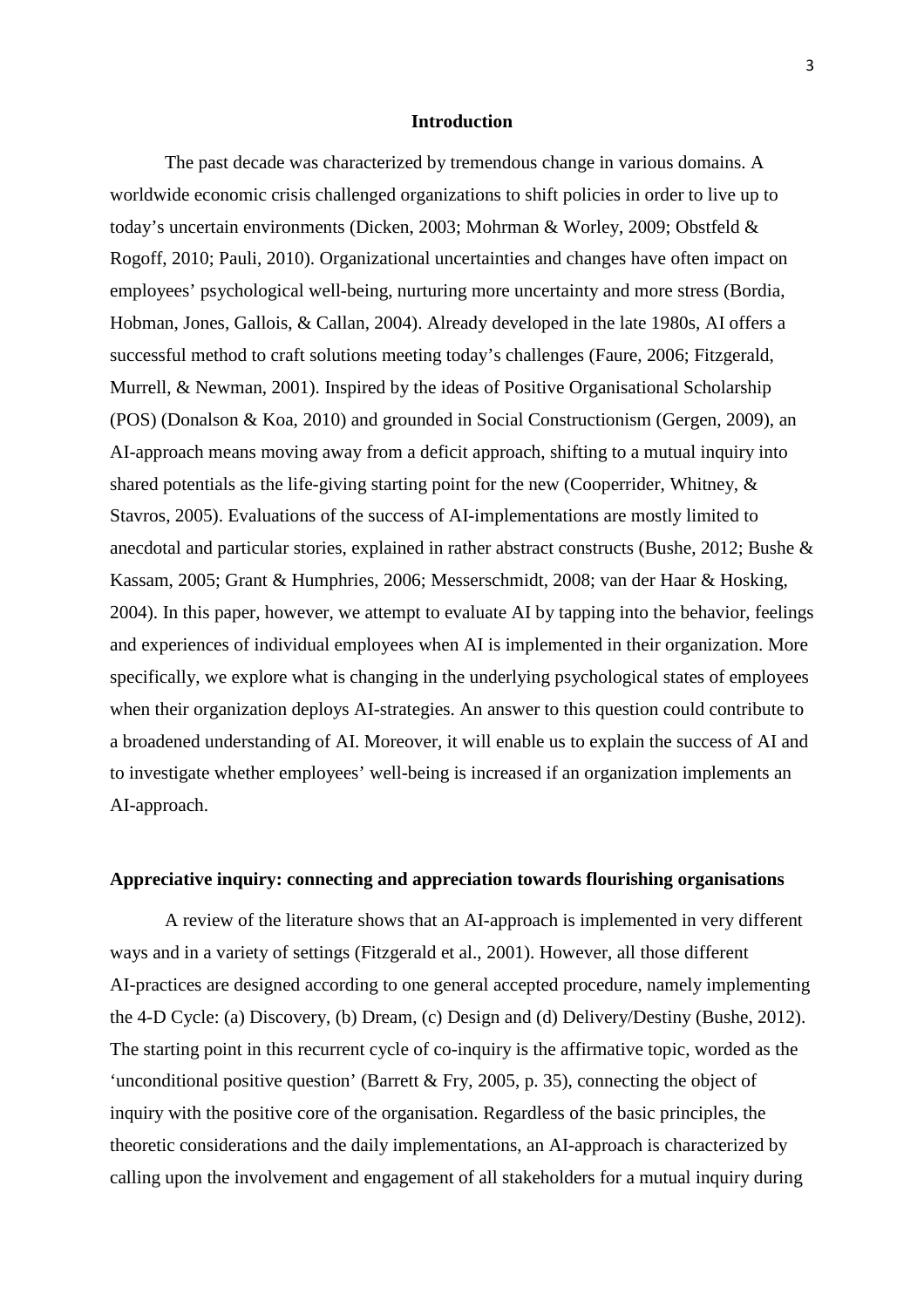## Introduction

The past decade was characterized by tremendous change in various domains. A worldwide economic crisis challenged organizations to shift policies in order to live up to today's uncertain environments (Dicken, 2003; Mohrman & Worley, 2009; Obstfeld & Rogoff, 2010; Pauli, 2010). Organizational uncertainties and changes have often impact on employees' psychological well-being, nurturing more uncertainty and more stress (Bordia, Hobman, Jones, Gallois, & Callan, 2004). Already developed in the late 1980s, AI offers a successful method to craft solutions meeting today's challenges (Faure, 2006; Fitzgerald, Murrell, & Newman, 2001). Inspired by the ideas of Positive Organisational Scholarship (POS) (Donalson & Koa, 2010) and grounded in Social Constructionism (Gergen, 2009), an AI-approach means moving away from a deficit approach, shifting to a mutual inquiry into shared potentials as the life-giving starting point for the new (Cooperrider, Whitney, & Stavros, 2005). Evaluations of the success of AI-implementations are mostly limited to anecdotal and particular stories, explained in rather abstract constructs (Bushe, 2012; Bushe & Kassam, 2005; Grant & Humphries, 2006; Messerschmidt, 2008; van der Haar & Hosking, 2004). In this paper, however, we attempt to evaluate AI by tapping into the behavior, feelings and experiences of individual employees when AI is implemented in their organization. More specifically, we explore what is changing in the underlying psychological states of employees when their organization deploys AI-strategies. An answer to this question could contribute to a broadened understanding of AI. Moreover, it will enable us to explain the success of AI and to investigate whether employees' well-being is increased if an organization implements an AI-approach.

### Appreciative inquiry: connecting and appreciation towards flourishing organisations

A review of the literature shows that an AI-approach is implemented in very different ways and in a variety of settings (Fitzgerald et al., 2001). However, all those different AI-practices are designed according to one general accepted procedure, namely implementing the 4-D Cycle: (a) Discovery, (b) Dream, (c) Design and (d) Delivery/Destiny (Bushe, 2012). The starting point in this recurrent cycle of co-inquiry is the affirmative topic, worded as the 'unconditional positive question' (Barrett & Fry, 2005, p. 35), connecting the object of inquiry with the positive core of the organisation. Regardless of the basic principles, the theoretic considerations and the daily implementations, an AI-approach is characterized by calling upon the involvement and engagement of all stakeholders for a mutual inquiry during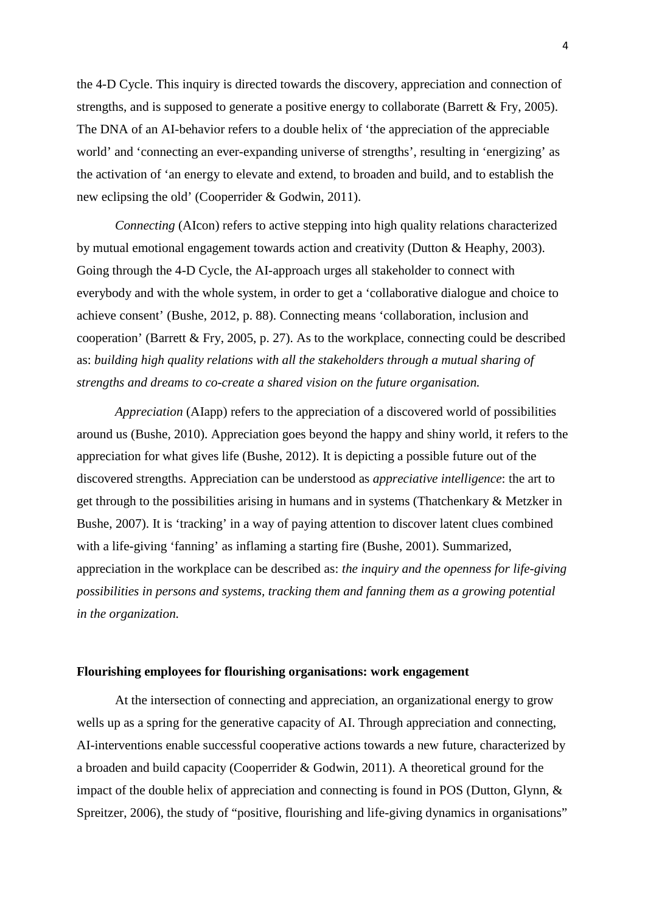the 4-D Cycle. This inquiry is directed towards the discovery, appreciation and connection of strengths, and is supposed to generate a positive energy to collaborate (Barrett & Fry, 2005). The DNA of an AI-behavior refers to a double helix of 'the appreciation of the appreciable world' and 'connecting an ever-expanding universe of strengths', resulting in 'energizing' as the activation of 'an energy to elevate and extend, to broaden and build, and to establish the new eclipsing the old' (Cooperrider & Godwin, 2011).

*Connecting* (AIcon) refers to active stepping into high quality relations characterized by mutual emotional engagement towards action and creativity (Dutton & Heaphy, 2003). Going through the 4-D Cycle, the AI-approach urges all stakeholder to connect with everybody and with the whole system, in order to get a 'collaborative dialogue and choice to achieve consent' (Bushe, 2012, p. 88). Connecting means 'collaboration, inclusion and cooperation' (Barrett & Fry, 2005, p. 27). As to the workplace, connecting could be described as: *building high quality relations with all the stakeholders through a mutual sharing of strengths and dreams to co-create a shared vision on the future organisation.*

*Appreciation* (AIapp) refers to the appreciation of a discovered world of possibilities around us (Bushe, 2010). Appreciation goes beyond the happy and shiny world, it refers to the appreciation for what gives life (Bushe, 2012). It is depicting a possible future out of the discovered strengths. Appreciation can be understood as *appreciative intelligence*: the art to get through to the possibilities arising in humans and in systems (Thatchenkary & Metzker in Bushe, 2007). It is 'tracking' in a way of paying attention to discover latent clues combined with a life-giving 'fanning' as inflaming a starting fire (Bushe, 2001). Summarized, appreciation in the workplace can be described as: *the inquiry and the openness for life-giving possibilities in persons and systems, tracking them and fanning them as a growing potential in the organization.*

## Flourishing employees for flourishing organisations: work engagement

At the intersection of connecting and appreciation, an organizational energy to grow wells up as a spring for the generative capacity of AI. Through appreciation and connecting, AI-interventions enable successful cooperative actions towards a new future, characterized by a broaden and build capacity (Cooperrider & Godwin, 2011). A theoretical ground for the impact of the double helix of appreciation and connecting is found in POS (Dutton, Glynn, & Spreitzer, 2006), the study of "positive, flourishing and life-giving dynamics in organisations"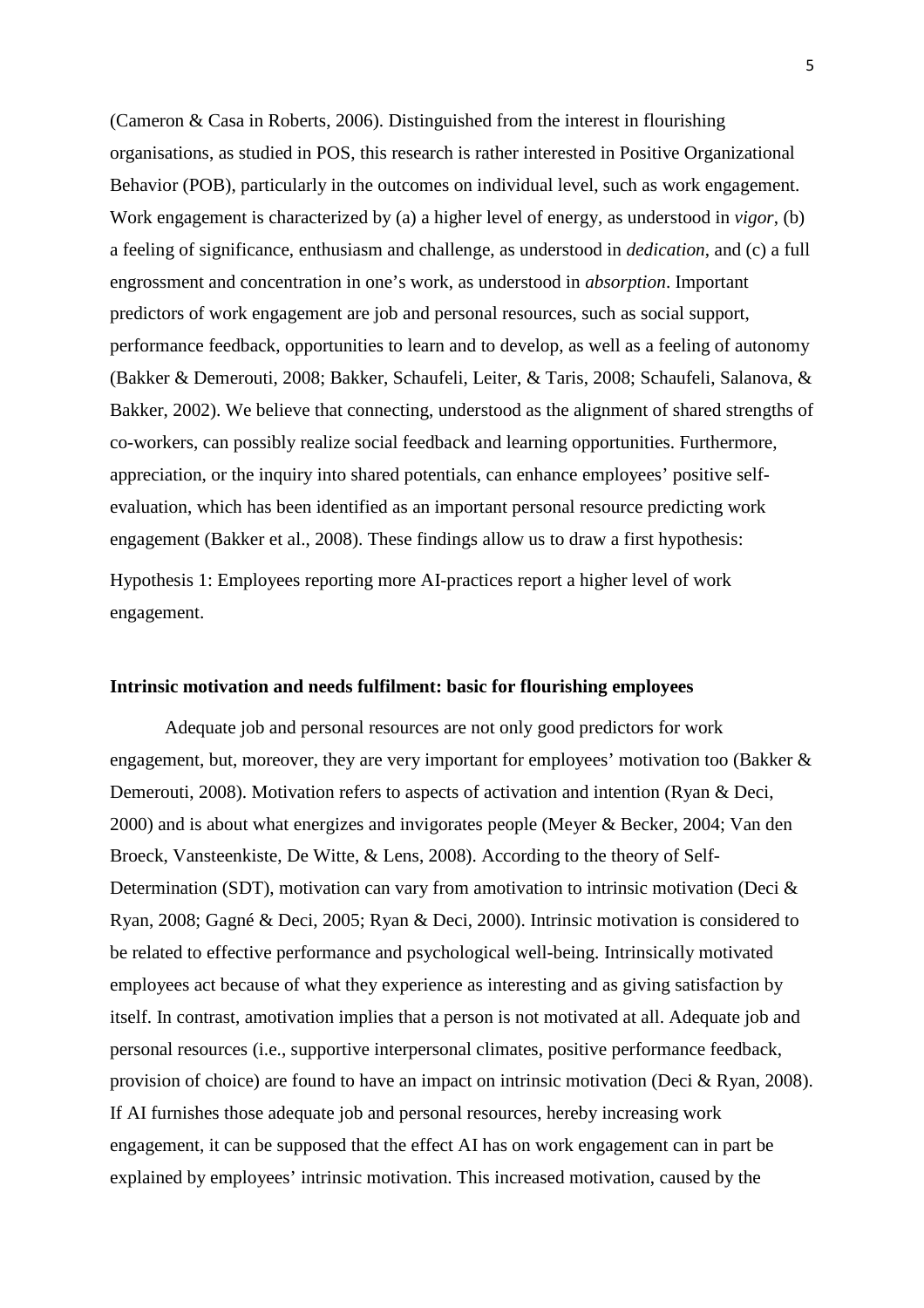(Cameron & Casa in Roberts, 2006). Distinguished from the interest in flourishing organisations, as studied in POS, this research is rather interested in Positive Organizational Behavior (POB), particularly in the outcomes on individual level, such as work engagement. Work engagement is characterized by (a) a higher level of energy, as understood in *vigor*, (b) a feeling of significance, enthusiasm and challenge, as understood in *dedication*, and (c) a full engrossment and concentration in one's work, as understood in *absorption*. Important predictors of work engagement are job and personal resources, such as social support, performance feedback, opportunities to learn and to develop, as well as a feeling of autonomy (Bakker & Demerouti, 2008; Bakker, Schaufeli, Leiter, & Taris, 2008; Schaufeli, Salanova, & Bakker, 2002). We believe that connecting, understood as the alignment of shared strengths of co-workers, can possibly realize social feedback and learning opportunities. Furthermore, appreciation, or the inquiry into shared potentials, can enhance employees' positive self-evaluation, which has been identified as an important personal resource predicting work engagement (Bakker et al., 2008). These findings allow us to draw a first hypothesis:

Hypothesis 1: Employees reporting more AI-practices report a higher level of work engagement.

**Intrinsic motivation and needs fulfilment: basic for flourishing employees**

Adequate job and personal resources are not only good predictors for work engagement, but, moreover, they are very important for employees' motivation too (Bakker & Demerouti, 2008). Motivation refers to aspects of activation and intention (Ryan & Deci, 2000) and is about what energizes and invigorates people (Meyer & Becker, 2004; Van den Broeck, Vansteenkiste, De Witte, & Lens, 2008). According to the theory of Self-Determination (SDT), motivation can vary from amotivation to intrinsic motivation (Deci & Ryan, 2008; Gagné & Deci, 2005; Ryan & Deci, 2000). Intrinsic motivation is considered to be related to effective performance and psychological well-being. Intrinsically motivated employees act because of what they experience as interesting and as giving satisfaction by itself. In contrast, amotivation implies that a person is not motivated at all. Adequate job and personal resources (i.e., supportive interpersonal climates, positive performance feedback, provision of choice) are found to have an impact on intrinsic motivation (Deci & Ryan, 2008). If AI furnishes those adequate job and personal resources, hereby increasing work engagement, it can be supposed that the effect AI has on work engagement can in part be explained by employees' intrinsic motivation. This increased motivation, caused by the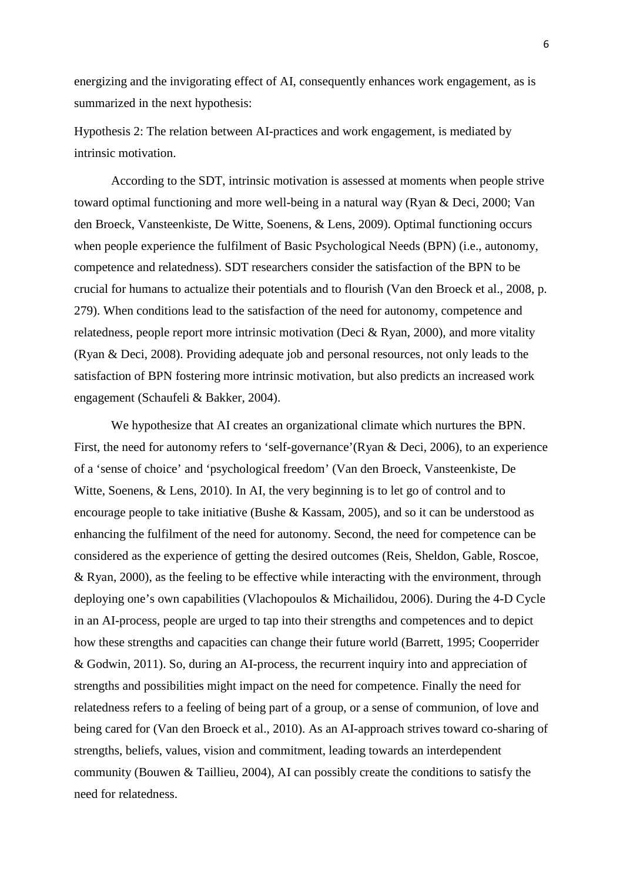energizing and the invigorating effect of AI, consequently enhances work engagement, as is summarized in the next hypothesis:

Hypothesis 2: The relation between AI-practices and work engagement, is mediated by intrinsic motivation.

According to the SDT, intrinsic motivation is assessed at moments when people strive toward optimal functioning and more well-being in a natural way (Ryan & Deci, 2000; Van den Broeck, Vansteenkiste, De Witte, Soenens, & Lens, 2009). Optimal functioning occurs when people experience the fulfilment of Basic Psychological Needs (BPN) (i.e., autonomy, competence and relatedness). SDT researchers consider the satisfaction of the BPN to be crucial for humans to actualize their potentials and to flourish (Van den Broeck et al., 2008, p. 279). When conditions lead to the satisfaction of the need for autonomy, competence and relatedness, people report more intrinsic motivation (Deci & Ryan, 2000), and more vitality (Ryan & Deci, 2008). Providing adequate job and personal resources, not only leads to the satisfaction of BPN fostering more intrinsic motivation, but also predicts an increased work engagement (Schaufeli & Bakker, 2004).

We hypothesize that AI creates an organizational climate which nurtures the BPN. First, the need for autonomy refers to 'self-governance'(Ryan & Deci, 2006), to an experience of a 'sense of choice' and 'psychological freedom' (Van den Broeck, Vansteenkiste, De Witte, Soenens, & Lens, 2010). In AI, the very beginning is to let go of control and to encourage people to take initiative (Bushe & Kassam, 2005), and so it can be understood as enhancing the fulfilment of the need for autonomy. Second, the need for competence can be considered as the experience of getting the desired outcomes (Reis, Sheldon, Gable, Roscoe, & Ryan, 2000), as the feeling to be effective while interacting with the environment, through deploying one's own capabilities (Vlachopoulos & Michailidou, 2006). During the 4-D Cycle in an AI-process, people are urged to tap into their strengths and competences and to depict how these strengths and capacities can change their future world (Barrett, 1995; Cooperrider & Godwin, 2011). So, during an AI-process, the recurrent inquiry into and appreciation of strengths and possibilities might impact on the need for competence. Finally the need for relatedness refers to a feeling of being part of a group, or a sense of communion, of love and being cared for (Van den Broeck et al., 2010). As an AI-approach strives toward co-sharing of strengths, beliefs, values, vision and commitment, leading towards an interdependent community (Bouwen & Taillieu, 2004), AI can possibly create the conditions to satisfy the need for relatedness.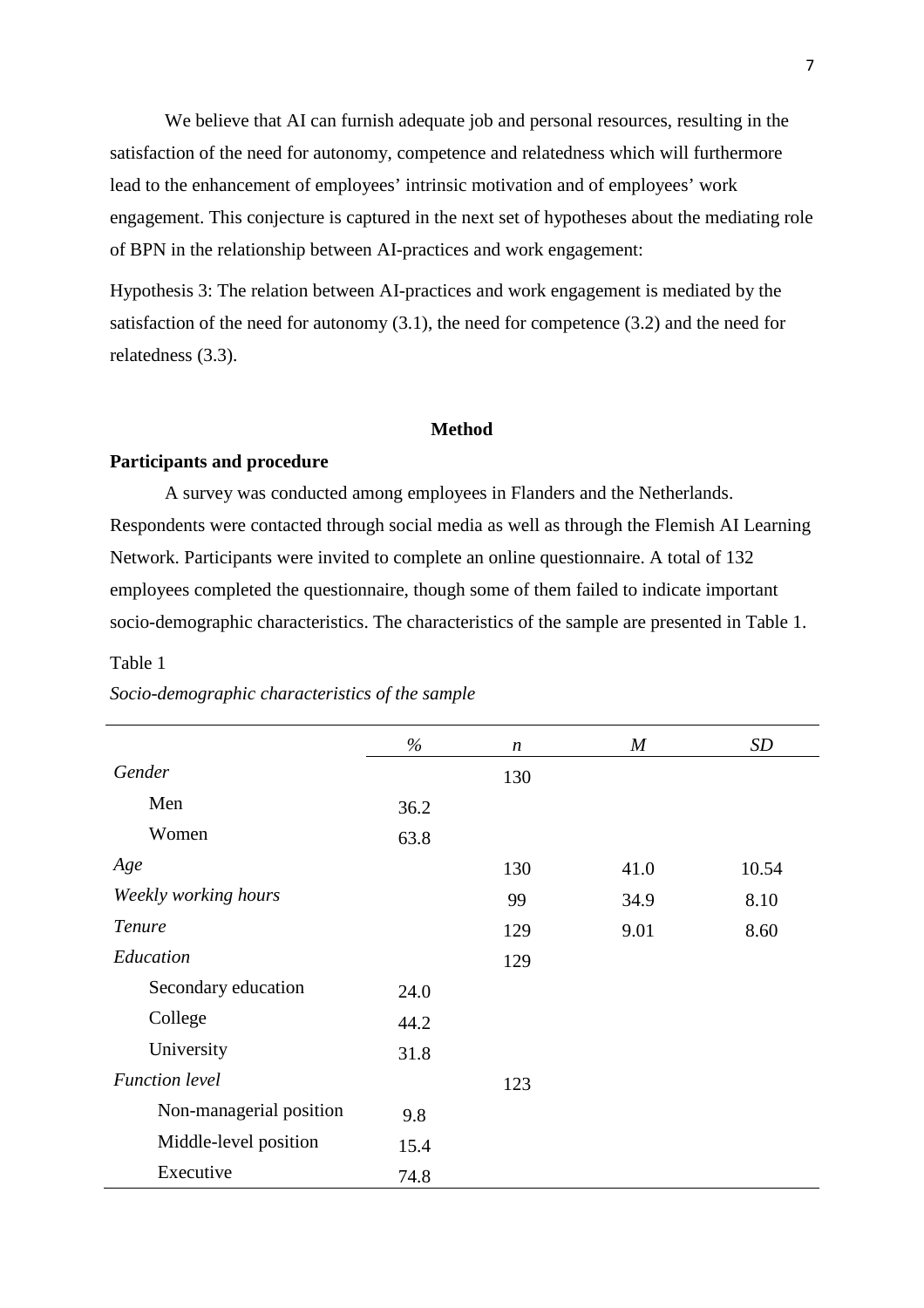We believe that AI can furnish adequate job and personal resources, resulting in the satisfaction of the need for autonomy, competence and relatedness which will furthermore lead to the enhancement of employees' intrinsic motivation and of employees' work engagement. This conjecture is captured in the next set of hypotheses about the mediating role of BPN in the relationship between AI-practices and work engagement:

Hypothesis 3: The relation between AI-practices and work engagement is mediated by the satisfaction of the need for autonomy (3.1), the need for competence (3.2) and the need for relatedness (3.3).

## Method

### Participants and procedure

A survey was conducted among employees in Flanders and the Netherlands. Respondents were contacted through social media as well as through the Flemish AI Learning Network. Participants were invited to complete an online questionnaire. A total of 132 employees completed the questionnaire, though some of them failed to indicate important socio-demographic characteristics. The characteristics of the sample are presented in Table 1.

Table 1

*Socio-demographic characteristics of the sample*

| | % | *n* | *M* | *SD* |
|---|---|---|---|---|
| *Gender* | | 130 | | |
| Men | 36.2 | | | |
| Women | 63.8 | | | |
| *Age* | | 130 | 41.0 | 10.54 |
| *Weekly working hours* | | 99 | 34.9 | 8.10 |
| *Tenure* | | 129 | 9.01 | 8.60 |
| *Education* | | 129 | | |
| Secondary education | 24.0 | | | |
| College | 44.2 | | | |
| University | 31.8 | | | |
| *Function level* | | 123 | | |
| Non-managerial position | 9.8 | | | |
| Middle-level position | 15.4 | | | |
| Executive | 74.8 | | | |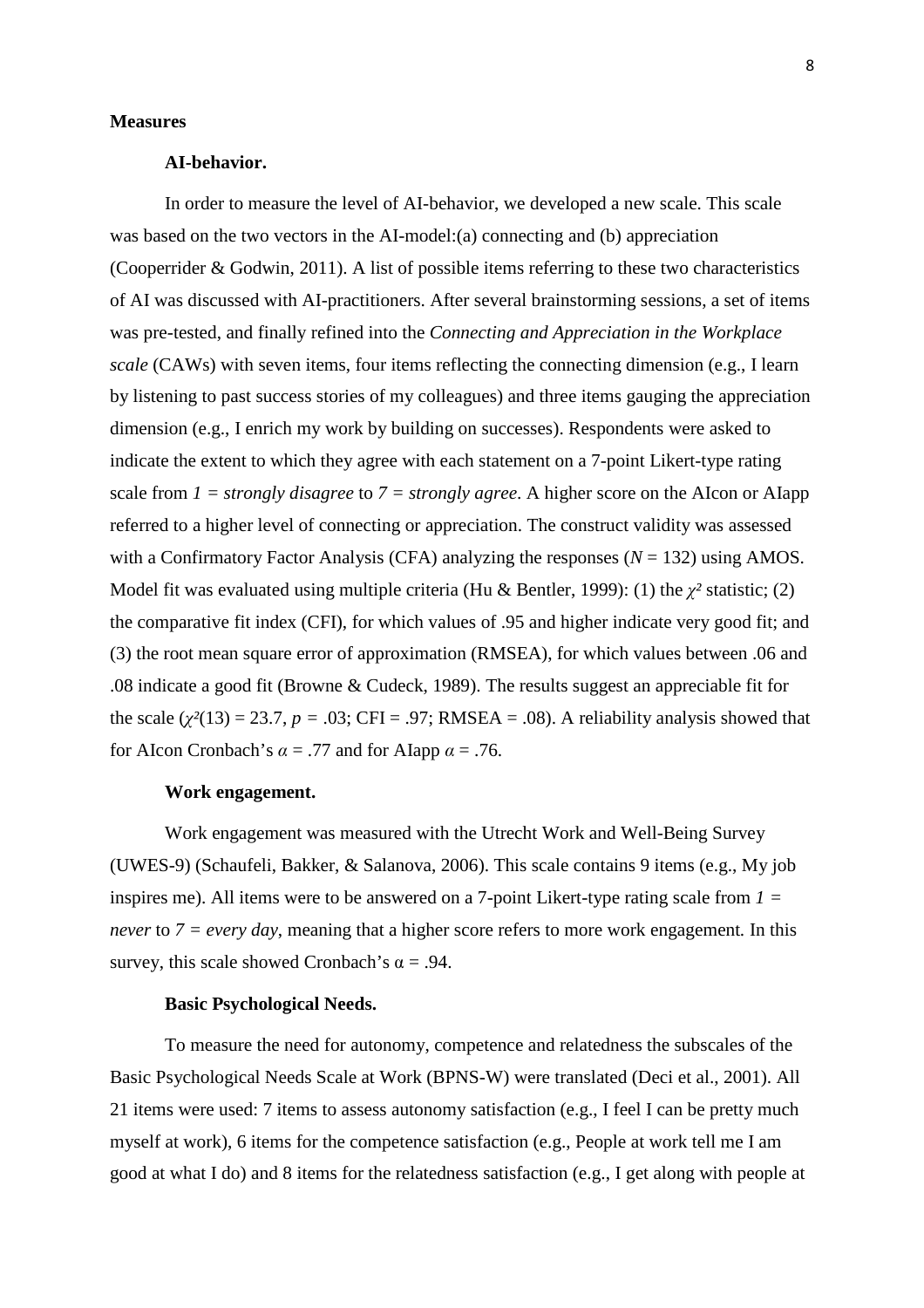## Measures

### AI-behavior.

In order to measure the level of AI-behavior, we developed a new scale. This scale was based on the two vectors in the AI-model:(a) connecting and (b) appreciation (Cooperrider & Godwin, 2011). A list of possible items referring to these two characteristics of AI was discussed with AI-practitioners. After several brainstorming sessions, a set of items was pre-tested, and finally refined into the *Connecting and Appreciation in the Workplace scale* (CAWs) with seven items, four items reflecting the connecting dimension (e.g., I learn by listening to past success stories of my colleagues) and three items gauging the appreciation dimension (e.g., I enrich my work by building on successes). Respondents were asked to indicate the extent to which they agree with each statement on a 7-point Likert-type rating scale from *1 = strongly disagree* to *7 = strongly agree*. A higher score on the AIcon or AIapp referred to a higher level of connecting or appreciation. The construct validity was assessed with a Confirmatory Factor Analysis (CFA) analyzing the responses ($N = 132$) using AMOS. Model fit was evaluated using multiple criteria (Hu & Bentler, 1999): (1) the $\chi^2$ statistic; (2) the comparative fit index (CFI), for which values of .95 and higher indicate very good fit; and (3) the root mean square error of approximation (RMSEA), for which values between .06 and .08 indicate a good fit (Browne & Cudeck, 1989). The results suggest an appreciable fit for the scale ($\chi^2(13) = 23.7$, $p = .03$; CFI = .97; RMSEA = .08). A reliability analysis showed that for AIcon Cronbach's $\alpha = .77$ and for AIapp $\alpha = .76$.

### Work engagement.

Work engagement was measured with the Utrecht Work and Well-Being Survey (UWES-9) (Schaufeli, Bakker, & Salanova, 2006). This scale contains 9 items (e.g., My job inspires me). All items were to be answered on a 7-point Likert-type rating scale from *1 = never* to *7 = every day*, meaning that a higher score refers to more work engagement. In this survey, this scale showed Cronbach's $\alpha = .94$.

### Basic Psychological Needs.

To measure the need for autonomy, competence and relatedness the subscales of the Basic Psychological Needs Scale at Work (BPNS-W) were translated (Deci et al., 2001). All 21 items were used: 7 items to assess autonomy satisfaction (e.g., I feel I can be pretty much myself at work), 6 items for the competence satisfaction (e.g., People at work tell me I am good at what I do) and 8 items for the relatedness satisfaction (e.g., I get along with people at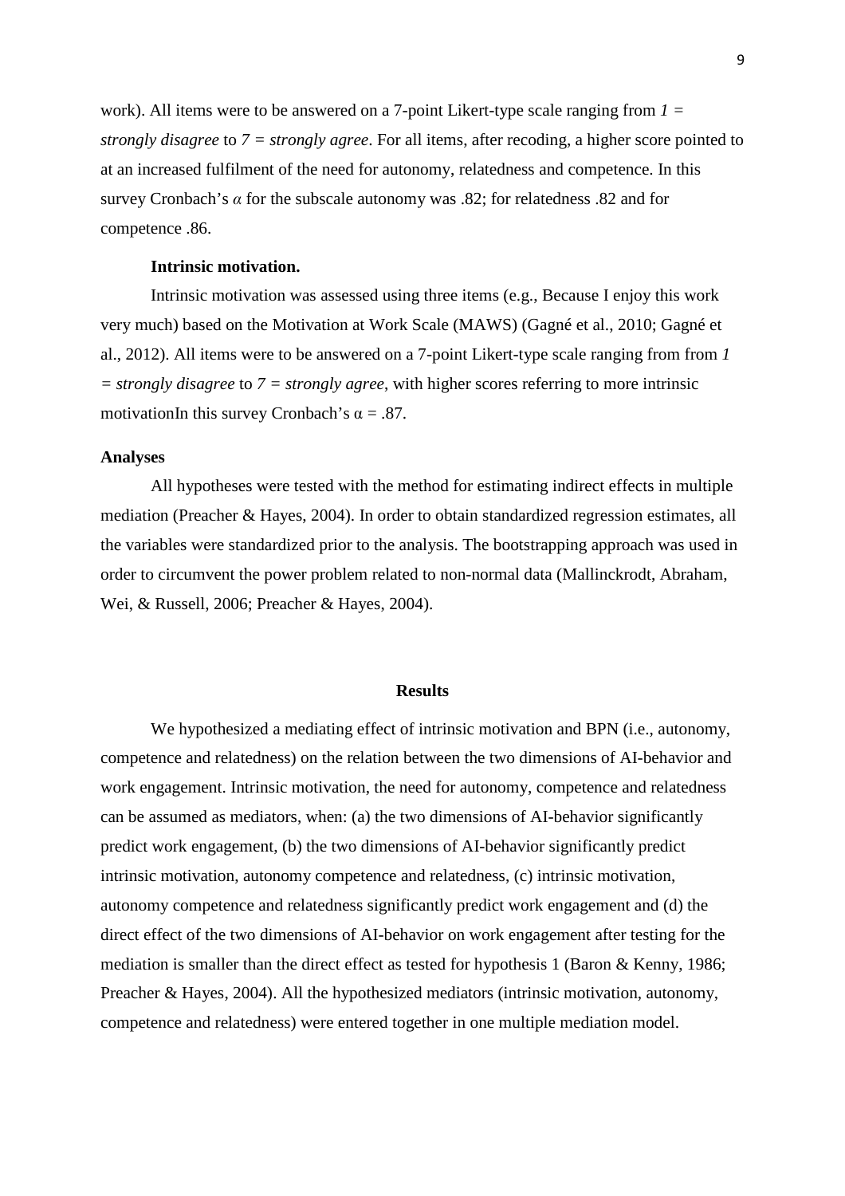work). All items were to be answered on a 7-point Likert-type scale ranging from *1 = strongly disagree* to *7 = strongly agree*. For all items, after recoding, a higher score pointed to at an increased fulfilment of the need for autonomy, relatedness and competence. In this survey Cronbach's *α* for the subscale autonomy was .82; for relatedness .82 and for competence .86.

**Intrinsic motivation.**

Intrinsic motivation was assessed using three items (e.g., Because I enjoy this work very much) based on the Motivation at Work Scale (MAWS) (Gagné et al., 2010; Gagné et al., 2012). All items were to be answered on a 7-point Likert-type scale ranging from from *1 = strongly disagree* to *7 = strongly agree*, with higher scores referring to more intrinsic motivationIn this survey Cronbach's α = .87.

**Analyses**

All hypotheses were tested with the method for estimating indirect effects in multiple mediation (Preacher & Hayes, 2004). In order to obtain standardized regression estimates, all the variables were standardized prior to the analysis. The bootstrapping approach was used in order to circumvent the power problem related to non-normal data (Mallinckrodt, Abraham, Wei, & Russell, 2006; Preacher & Hayes, 2004).

## Results

We hypothesized a mediating effect of intrinsic motivation and BPN (i.e., autonomy, competence and relatedness) on the relation between the two dimensions of AI-behavior and work engagement. Intrinsic motivation, the need for autonomy, competence and relatedness can be assumed as mediators, when: (a) the two dimensions of AI-behavior significantly predict work engagement, (b) the two dimensions of AI-behavior significantly predict intrinsic motivation, autonomy competence and relatedness, (c) intrinsic motivation, autonomy competence and relatedness significantly predict work engagement and (d) the direct effect of the two dimensions of AI-behavior on work engagement after testing for the mediation is smaller than the direct effect as tested for hypothesis 1 (Baron & Kenny, 1986; Preacher & Hayes, 2004). All the hypothesized mediators (intrinsic motivation, autonomy, competence and relatedness) were entered together in one multiple mediation model.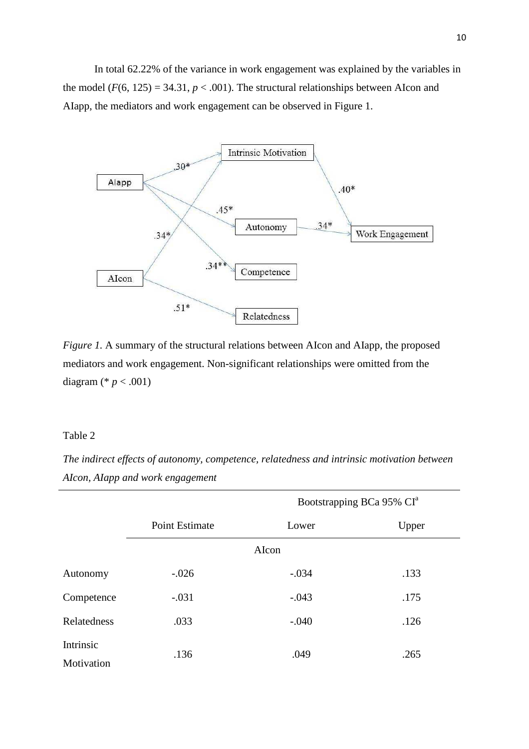In total 62.22% of the variance in work engagement was explained by the variables in the model ($F(6, 125) = 34.31$, $p < .001$). The structural relationships between AIcon and AIapp, the mediators and work engagement can be observed in Figure 1.

*Figure 1.* A summary of the structural relations between AIcon and AIapp, the proposed mediators and work engagement. Non-significant relationships were omitted from the diagram (* $p < .001$)

Table 2

*The indirect effects of autonomy, competence, relatedness and intrinsic motivation between AIcon, AIapp and work engagement*

| | | Bootstrapping BCa 95% CI[a] | |
|---|---|---|---|
| | Point Estimate | Lower | Upper |
| | | AIcon | |
| Autonomy | -.026 | -.034 | .133 |
| Competence | -.031 | -.043 | .175 |
| Relatedness | .033 | -.040 | .126 |
| Intrinsic Motivation | .136 | .049 | .265 |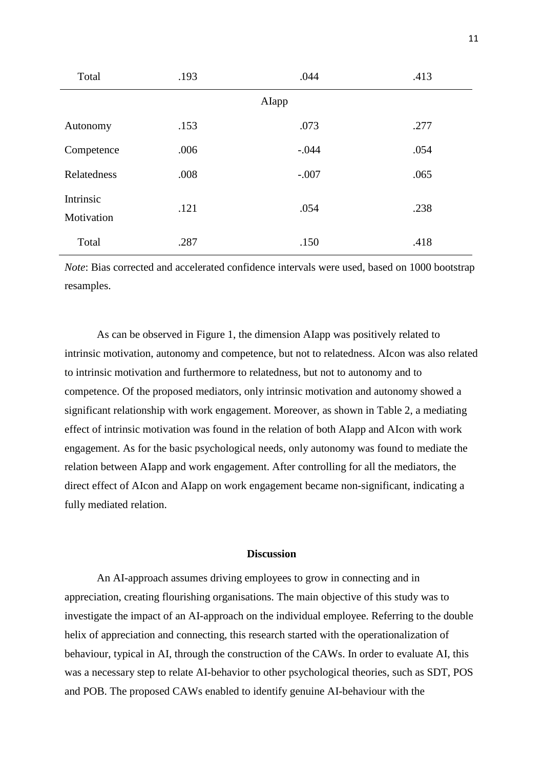| | | | |
|---|---|---|---|
| Total | .193 | .044 | .413 |
| | AIapp | | |
| Autonomy | .153 | .073 | .277 |
| Competence | .006 | -.044 | .054 |
| Relatedness | .008 | -.007 | .065 |
| Intrinsic Motivation | .121 | .054 | .238 |
| Total | .287 | .150 | .418 |

*Note*: Bias corrected and accelerated confidence intervals were used, based on 1000 bootstrap resamples.

As can be observed in Figure 1, the dimension AIapp was positively related to intrinsic motivation, autonomy and competence, but not to relatedness. AIcon was also related to intrinsic motivation and furthermore to relatedness, but not to autonomy and to competence. Of the proposed mediators, only intrinsic motivation and autonomy showed a significant relationship with work engagement. Moreover, as shown in Table 2, a mediating effect of intrinsic motivation was found in the relation of both AIapp and AIcon with work engagement. As for the basic psychological needs, only autonomy was found to mediate the relation between AIapp and work engagement. After controlling for all the mediators, the direct effect of AIcon and AIapp on work engagement became non-significant, indicating a fully mediated relation.

## Discussion

An AI-approach assumes driving employees to grow in connecting and in appreciation, creating flourishing organisations. The main objective of this study was to investigate the impact of an AI-approach on the individual employee. Referring to the double helix of appreciation and connecting, this research started with the operationalization of behaviour, typical in AI, through the construction of the CAWs. In order to evaluate AI, this was a necessary step to relate AI-behavior to other psychological theories, such as SDT, POS and POB. The proposed CAWs enabled to identify genuine AI-behaviour with the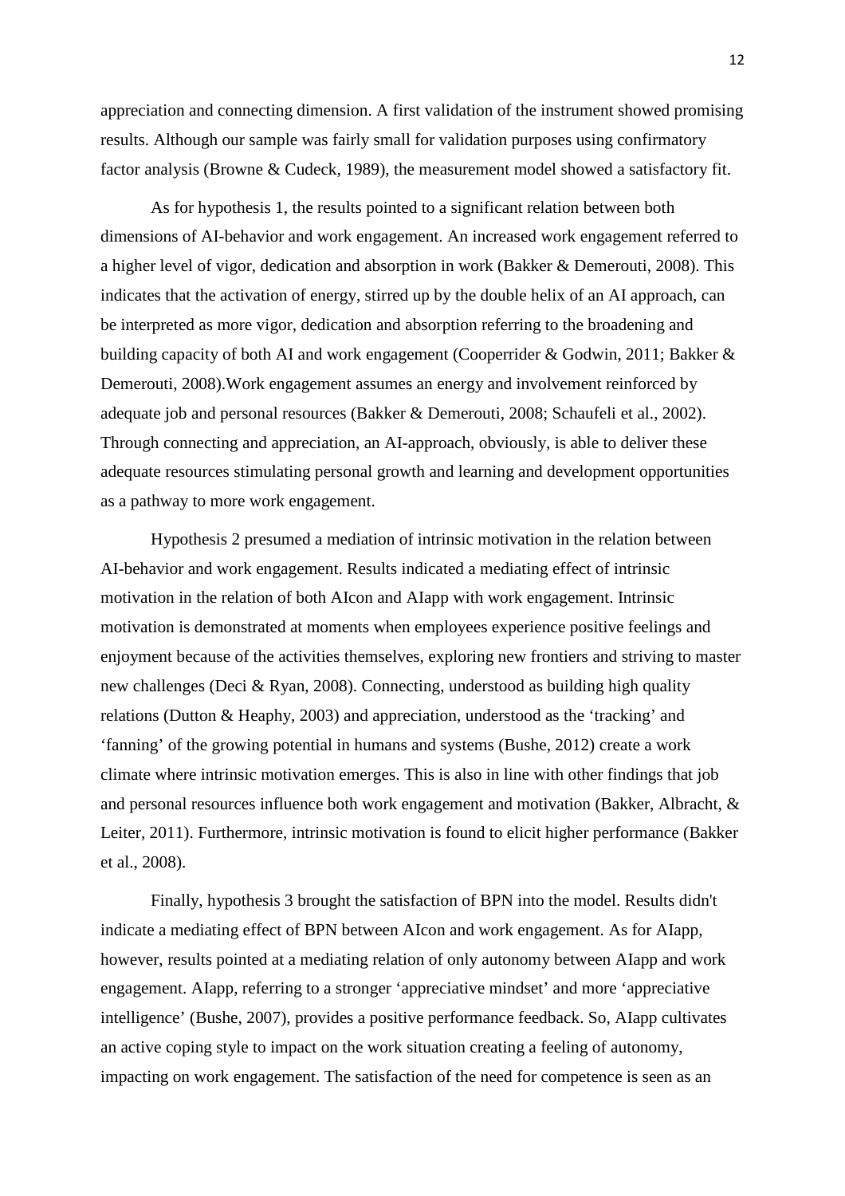appreciation and connecting dimension. A first validation of the instrument showed promising results. Although our sample was fairly small for validation purposes using confirmatory factor analysis (Browne & Cudeck, 1989), the measurement model showed a satisfactory fit.

As for hypothesis 1, the results pointed to a significant relation between both dimensions of AI-behavior and work engagement. An increased work engagement referred to a higher level of vigor, dedication and absorption in work (Bakker & Demerouti, 2008). This indicates that the activation of energy, stirred up by the double helix of an AI approach, can be interpreted as more vigor, dedication and absorption referring to the broadening and building capacity of both AI and work engagement (Cooperrider & Godwin, 2011; Bakker & Demerouti, 2008).Work engagement assumes an energy and involvement reinforced by adequate job and personal resources (Bakker & Demerouti, 2008; Schaufeli et al., 2002). Through connecting and appreciation, an AI-approach, obviously, is able to deliver these adequate resources stimulating personal growth and learning and development opportunities as a pathway to more work engagement.

Hypothesis 2 presumed a mediation of intrinsic motivation in the relation between AI-behavior and work engagement. Results indicated a mediating effect of intrinsic motivation in the relation of both AIcon and AIapp with work engagement. Intrinsic motivation is demonstrated at moments when employees experience positive feelings and enjoyment because of the activities themselves, exploring new frontiers and striving to master new challenges (Deci & Ryan, 2008). Connecting, understood as building high quality relations (Dutton & Heaphy, 2003) and appreciation, understood as the 'tracking' and 'fanning' of the growing potential in humans and systems (Bushe, 2012) create a work climate where intrinsic motivation emerges. This is also in line with other findings that job and personal resources influence both work engagement and motivation (Bakker, Albracht, & Leiter, 2011). Furthermore, intrinsic motivation is found to elicit higher performance (Bakker et al., 2008).

Finally, hypothesis 3 brought the satisfaction of BPN into the model. Results didn't indicate a mediating effect of BPN between AIcon and work engagement. As for AIapp, however, results pointed at a mediating relation of only autonomy between AIapp and work engagement. AIapp, referring to a stronger 'appreciative mindset' and more 'appreciative intelligence' (Bushe, 2007), provides a positive performance feedback. So, AIapp cultivates an active coping style to impact on the work situation creating a feeling of autonomy, impacting on work engagement. The satisfaction of the need for competence is seen as an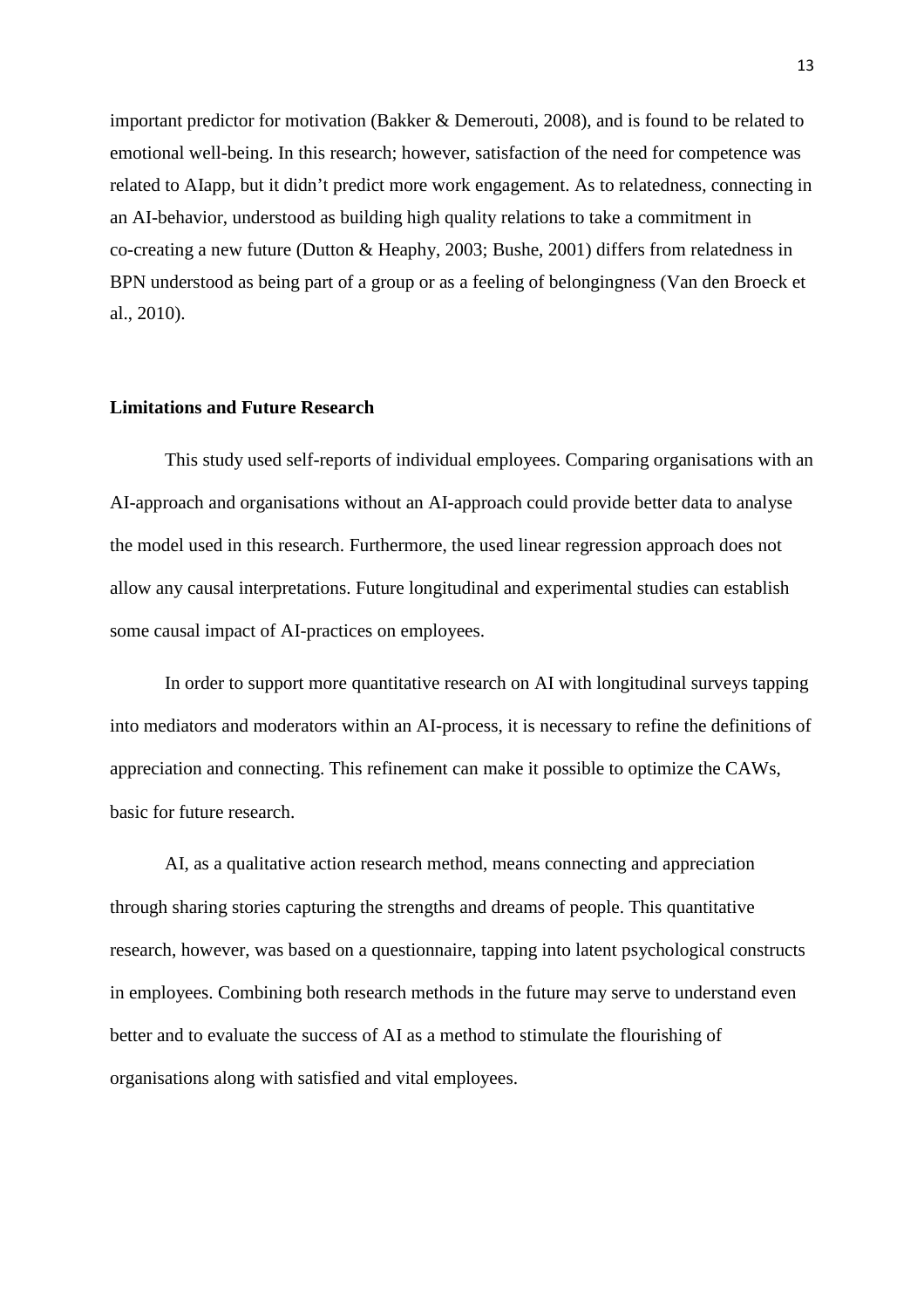important predictor for motivation (Bakker & Demerouti, 2008), and is found to be related to emotional well-being. In this research; however, satisfaction of the need for competence was related to AIapp, but it didn't predict more work engagement. As to relatedness, connecting in an AI-behavior, understood as building high quality relations to take a commitment in co-creating a new future (Dutton & Heaphy, 2003; Bushe, 2001) differs from relatedness in BPN understood as being part of a group or as a feeling of belongingness (Van den Broeck et al., 2010).

**Limitations and Future Research**

This study used self-reports of individual employees. Comparing organisations with an AI-approach and organisations without an AI-approach could provide better data to analyse the model used in this research. Furthermore, the used linear regression approach does not allow any causal interpretations. Future longitudinal and experimental studies can establish some causal impact of AI-practices on employees.

In order to support more quantitative research on AI with longitudinal surveys tapping into mediators and moderators within an AI-process, it is necessary to refine the definitions of appreciation and connecting. This refinement can make it possible to optimize the CAWs, basic for future research.

AI, as a qualitative action research method, means connecting and appreciation through sharing stories capturing the strengths and dreams of people. This quantitative research, however, was based on a questionnaire, tapping into latent psychological constructs in employees. Combining both research methods in the future may serve to understand even better and to evaluate the success of AI as a method to stimulate the flourishing of organisations along with satisfied and vital employees.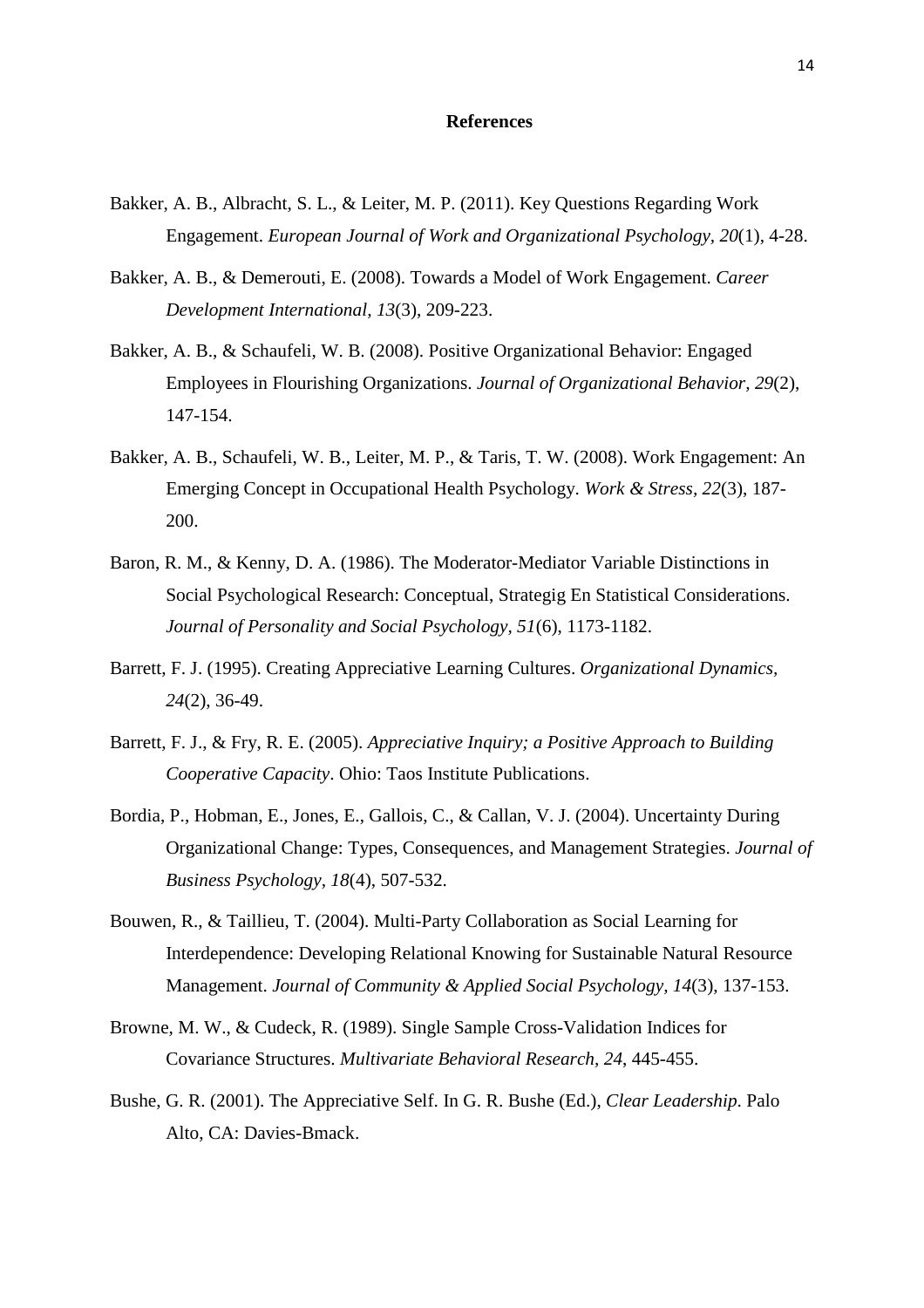**References**

Bakker, A. B., Albracht, S. L., & Leiter, M. P. (2011). Key Questions Regarding Work Engagement. *European Journal of Work and Organizational Psychology*, *20*(1), 4-28.

Bakker, A. B., & Demerouti, E. (2008). Towards a Model of Work Engagement. *Career Development International, 13*(3), 209-223.

Bakker, A. B., & Schaufeli, W. B. (2008). Positive Organizational Behavior: Engaged Employees in Flourishing Organizations. *Journal of Organizational Behavior, 29*(2), 147-154.

Bakker, A. B., Schaufeli, W. B., Leiter, M. P., & Taris, T. W. (2008). Work Engagement: An Emerging Concept in Occupational Health Psychology. *Work & Stress, 22*(3), 187-200.

Baron, R. M., & Kenny, D. A. (1986). The Moderator-Mediator Variable Distinctions in Social Psychological Research: Conceptual, Strategig En Statistical Considerations. *Journal of Personality and Social Psychology, 51*(6), 1173-1182.

Barrett, F. J. (1995). Creating Appreciative Learning Cultures. *Organizational Dynamics, 24*(2), 36-49.

Barrett, F. J., & Fry, R. E. (2005). *Appreciative Inquiry; a Positive Approach to Building Cooperative Capacity*. Ohio: Taos Institute Publications.

Bordia, P., Hobman, E., Jones, E., Gallois, C., & Callan, V. J. (2004). Uncertainty During Organizational Change: Types, Consequences, and Management Strategies. *Journal of Business Psychology, 18*(4), 507-532.

Bouwen, R., & Taillieu, T. (2004). Multi-Party Collaboration as Social Learning for Interdependence: Developing Relational Knowing for Sustainable Natural Resource Management. *Journal of Community & Applied Social Psychology, 14*(3), 137-153.

Browne, M. W., & Cudeck, R. (1989). Single Sample Cross-Validation Indices for Covariance Structures. *Multivariate Behavioral Research*, *24*, 445-455.

Bushe, G. R. (2001). The Appreciative Self. In G. R. Bushe (Ed.), *Clear Leadership*. Palo Alto, CA: Davies-Bmack.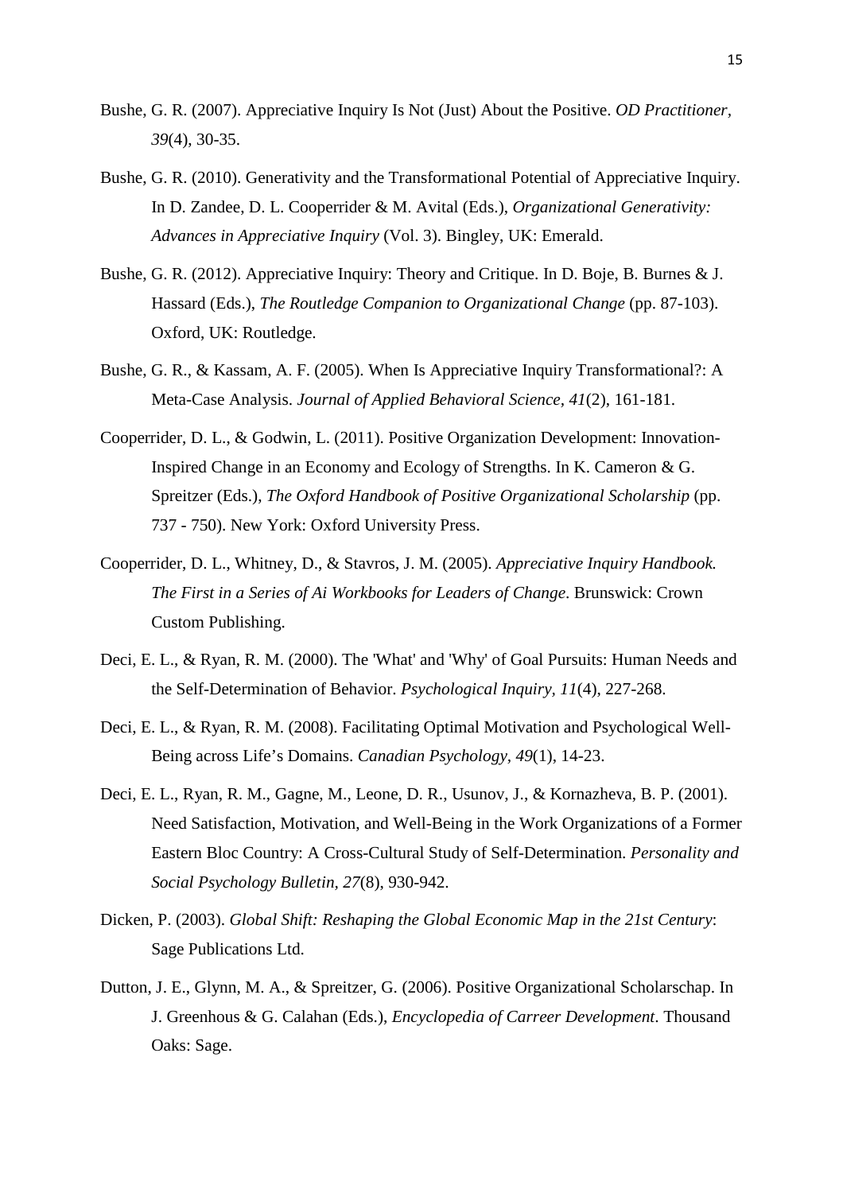Bushe, G. R. (2007). Appreciative Inquiry Is Not (Just) About the Positive. *OD Practitioner, 39*(4), 30-35.

Bushe, G. R. (2010). Generativity and the Transformational Potential of Appreciative Inquiry. In D. Zandee, D. L. Cooperrider & M. Avital (Eds.), *Organizational Generativity: Advances in Appreciative Inquiry* (Vol. 3). Bingley, UK: Emerald.

Bushe, G. R. (2012). Appreciative Inquiry: Theory and Critique. In D. Boje, B. Burnes & J. Hassard (Eds.), *The Routledge Companion to Organizational Change* (pp. 87-103). Oxford, UK: Routledge.

Bushe, G. R., & Kassam, A. F. (2005). When Is Appreciative Inquiry Transformational?: A Meta-Case Analysis. *Journal of Applied Behavioral Science, 41*(2), 161-181.

Cooperrider, D. L., & Godwin, L. (2011). Positive Organization Development: Innovation-Inspired Change in an Economy and Ecology of Strengths. In K. Cameron & G. Spreitzer (Eds.), *The Oxford Handbook of Positive Organizational Scholarship* (pp. 737 - 750). New York: Oxford University Press.

Cooperrider, D. L., Whitney, D., & Stavros, J. M. (2005). *Appreciative Inquiry Handbook. The First in a Series of Ai Workbooks for Leaders of Change*. Brunswick: Crown Custom Publishing.

Deci, E. L., & Ryan, R. M. (2000). The 'What' and 'Why' of Goal Pursuits: Human Needs and the Self-Determination of Behavior. *Psychological Inquiry, 11*(4), 227-268.

Deci, E. L., & Ryan, R. M. (2008). Facilitating Optimal Motivation and Psychological Well-Being across Life's Domains. *Canadian Psychology, 49*(1), 14-23.

Deci, E. L., Ryan, R. M., Gagne, M., Leone, D. R., Usunov, J., & Kornazheva, B. P. (2001). Need Satisfaction, Motivation, and Well-Being in the Work Organizations of a Former Eastern Bloc Country: A Cross-Cultural Study of Self-Determination. *Personality and Social Psychology Bulletin, 27*(8), 930-942.

Dicken, P. (2003). *Global Shift: Reshaping the Global Economic Map in the 21st Century*: Sage Publications Ltd.

Dutton, J. E., Glynn, M. A., & Spreitzer, G. (2006). Positive Organizational Scholarschap. In J. Greenhous & G. Calahan (Eds.), *Encyclopedia of Carreer Development*. Thousand Oaks: Sage.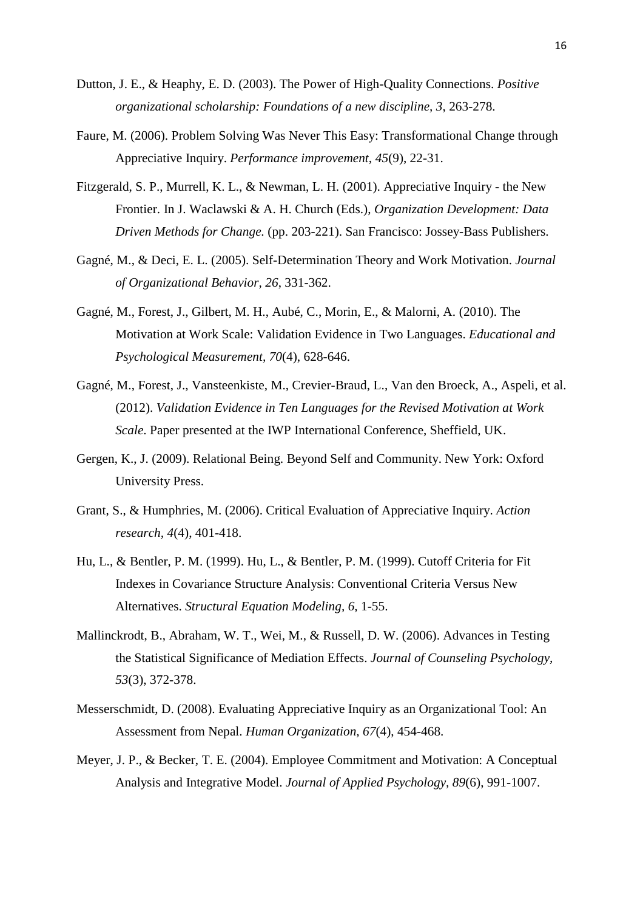Dutton, J. E., & Heaphy, E. D. (2003). The Power of High-Quality Connections. *Positive organizational scholarship: Foundations of a new discipline, 3*, 263-278.

Faure, M. (2006). Problem Solving Was Never This Easy: Transformational Change through Appreciative Inquiry. *Performance improvement, 45*(9), 22-31.

Fitzgerald, S. P., Murrell, K. L., & Newman, L. H. (2001). Appreciative Inquiry - the New Frontier. In J. Waclawski & A. H. Church (Eds.), *Organization Development: Data Driven Methods for Change*. (pp. 203-221). San Francisco: Jossey-Bass Publishers.

Gagné, M., & Deci, E. L. (2005). Self-Determination Theory and Work Motivation. *Journal of Organizational Behavior, 26*, 331-362.

Gagné, M., Forest, J., Gilbert, M. H., Aubé, C., Morin, E., & Malorni, A. (2010). The Motivation at Work Scale: Validation Evidence in Two Languages. *Educational and Psychological Measurement, 70*(4), 628-646.

Gagné, M., Forest, J., Vansteenkiste, M., Crevier-Braud, L., Van den Broeck, A., Aspeli, et al. (2012). *Validation Evidence in Ten Languages for the Revised Motivation at Work Scale*. Paper presented at the IWP International Conference, Sheffield, UK.

Gergen, K., J. (2009). Relational Being. Beyond Self and Community. New York: Oxford University Press.

Grant, S., & Humphries, M. (2006). Critical Evaluation of Appreciative Inquiry. *Action research, 4*(4), 401-418.

Hu, L., & Bentler, P. M. (1999). Hu, L., & Bentler, P. M. (1999). Cutoff Criteria for Fit Indexes in Covariance Structure Analysis: Conventional Criteria Versus New Alternatives. *Structural Equation Modeling, 6*, 1-55.

Mallinckrodt, B., Abraham, W. T., Wei, M., & Russell, D. W. (2006). Advances in Testing the Statistical Significance of Mediation Effects. *Journal of Counseling Psychology, 53*(3), 372-378.

Messerschmidt, D. (2008). Evaluating Appreciative Inquiry as an Organizational Tool: An Assessment from Nepal. *Human Organization, 67*(4), 454-468.

Meyer, J. P., & Becker, T. E. (2004). Employee Commitment and Motivation: A Conceptual Analysis and Integrative Model. *Journal of Applied Psychology, 89*(6), 991-1007.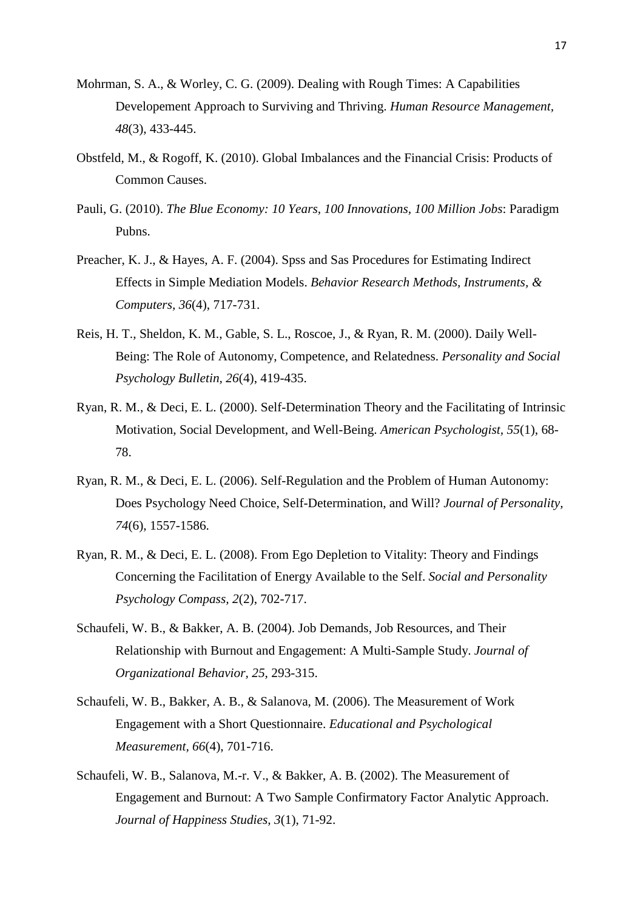Mohrman, S. A., & Worley, C. G. (2009). Dealing with Rough Times: A Capabilities Developement Approach to Surviving and Thriving. *Human Resource Management, 48*(3), 433-445.

Obstfeld, M., & Rogoff, K. (2010). Global Imbalances and the Financial Crisis: Products of Common Causes.

Pauli, G. (2010). *The Blue Economy: 10 Years, 100 Innovations, 100 Million Jobs*: Paradigm Pubns.

Preacher, K. J., & Hayes, A. F. (2004). Spss and Sas Procedures for Estimating Indirect Effects in Simple Mediation Models. *Behavior Research Methods, Instruments, & Computers, 36*(4), 717-731.

Reis, H. T., Sheldon, K. M., Gable, S. L., Roscoe, J., & Ryan, R. M. (2000). Daily Well-Being: The Role of Autonomy, Competence, and Relatedness. *Personality and Social Psychology Bulletin, 26*(4), 419-435.

Ryan, R. M., & Deci, E. L. (2000). Self-Determination Theory and the Facilitating of Intrinsic Motivation, Social Development, and Well-Being. *American Psychologist, 55*(1), 68-78.

Ryan, R. M., & Deci, E. L. (2006). Self-Regulation and the Problem of Human Autonomy: Does Psychology Need Choice, Self-Determination, and Will? *Journal of Personality, 74*(6), 1557-1586.

Ryan, R. M., & Deci, E. L. (2008). From Ego Depletion to Vitality: Theory and Findings Concerning the Facilitation of Energy Available to the Self. *Social and Personality Psychology Compass, 2*(2), 702-717.

Schaufeli, W. B., & Bakker, A. B. (2004). Job Demands, Job Resources, and Their Relationship with Burnout and Engagement: A Multi-Sample Study. *Journal of Organizational Behavior, 25*, 293-315.

Schaufeli, W. B., Bakker, A. B., & Salanova, M. (2006). The Measurement of Work Engagement with a Short Questionnaire. *Educational and Psychological Measurement, 66*(4), 701-716.

Schaufeli, W. B., Salanova, M.-r. V., & Bakker, A. B. (2002). The Measurement of Engagement and Burnout: A Two Sample Confirmatory Factor Analytic Approach. *Journal of Happiness Studies, 3*(1), 71-92.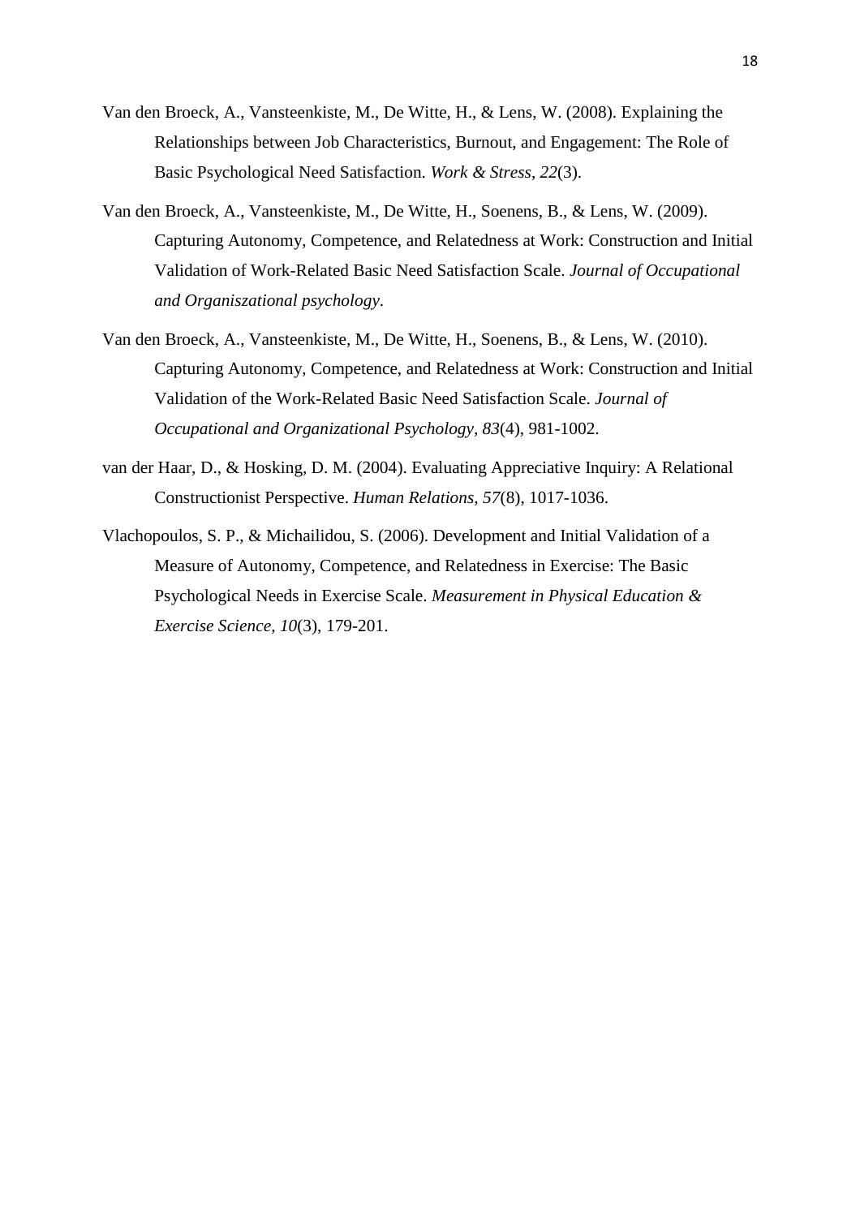Van den Broeck, A., Vansteenkiste, M., De Witte, H., & Lens, W. (2008). Explaining the Relationships between Job Characteristics, Burnout, and Engagement: The Role of Basic Psychological Need Satisfaction. *Work & Stress, 22*(3).

Van den Broeck, A., Vansteenkiste, M., De Witte, H., Soenens, B., & Lens, W. (2009). Capturing Autonomy, Competence, and Relatedness at Work: Construction and Initial Validation of Work-Related Basic Need Satisfaction Scale. *Journal of Occupational and Organiszational psychology*.

Van den Broeck, A., Vansteenkiste, M., De Witte, H., Soenens, B., & Lens, W. (2010). Capturing Autonomy, Competence, and Relatedness at Work: Construction and Initial Validation of the Work-Related Basic Need Satisfaction Scale. *Journal of Occupational and Organizational Psychology, 83*(4), 981-1002.

van der Haar, D., & Hosking, D. M. (2004). Evaluating Appreciative Inquiry: A Relational Constructionist Perspective. *Human Relations, 57*(8), 1017-1036.

Vlachopoulos, S. P., & Michailidou, S. (2006). Development and Initial Validation of a Measure of Autonomy, Competence, and Relatedness in Exercise: The Basic Psychological Needs in Exercise Scale. *Measurement in Physical Education & Exercise Science, 10*(3), 179-201.